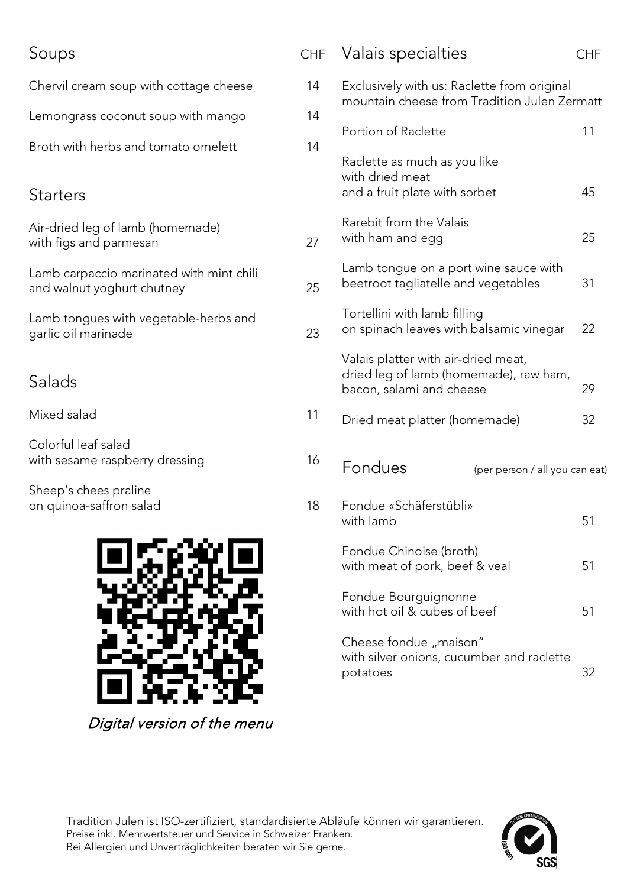## Soups

| | CHF |
|---|---|
| Chervil cream soup with cottage cheese | 14 |
| Lemongrass coconut soup with mango | 14 |
| Broth with herbs and tomato omelett | 14 |

## Starters

| | |
|---|---|
| Air-dried leg of lamb (homemade) with figs and parmesan | 27 |
| Lamb carpaccio marinated with mint chili and walnut yoghurt chutney | 25 |
| Lamb tongues with vegetable-herbs and garlic oil marinade | 23 |

## Salads

| | |
|---|---|
| Mixed salad | 11 |
| Colorful leaf salad with sesame raspberry dressing | 16 |
| Sheep's chees praline on quinoa-saffron salad | 18 |

*Digital version of the menu*

## Valais specialties

Exclusively with us: Raclette from original mountain cheese from Tradition Julen Zermatt

| | CHF |
|---|---|
| Portion of Raclette | 11 |
| Raclette as much as you like with dried meat and a fruit plate with sorbet | 45 |
| Rarebit from the Valais with ham and egg | 25 |
| Lamb tongue on a port wine sauce with beetroot tagliatelle and vegetables | 31 |
| Tortellini with lamb filling on spinach leaves with balsamic vinegar | 22 |
| Valais platter with air-dried meat, dried leg of lamb (homemade), raw ham, bacon, salami and cheese | 29 |
| Dried meat platter (homemade) | 32 |

## Fondues

(per person / all you can eat)

| | |
|---|---|
| Fondue «Schäferstübli» with lamb | 51 |
| Fondue Chinoise (broth) with meat of pork, beef & veal | 51 |
| Fondue Bourguignonne with hot oil & cubes of beef | 51 |
| Cheese fondue „maison" with silver onions, cucumber and raclette potatoes | 32 |

Tradition Julen ist ISO-zertifiziert, standardisierte Abläufe können wir garantieren.
Preise inkl. Mehrwertsteuer und Service in Schweizer Franken.
Bei Allergien und Unverträglichkeiten beraten wir Sie gerne.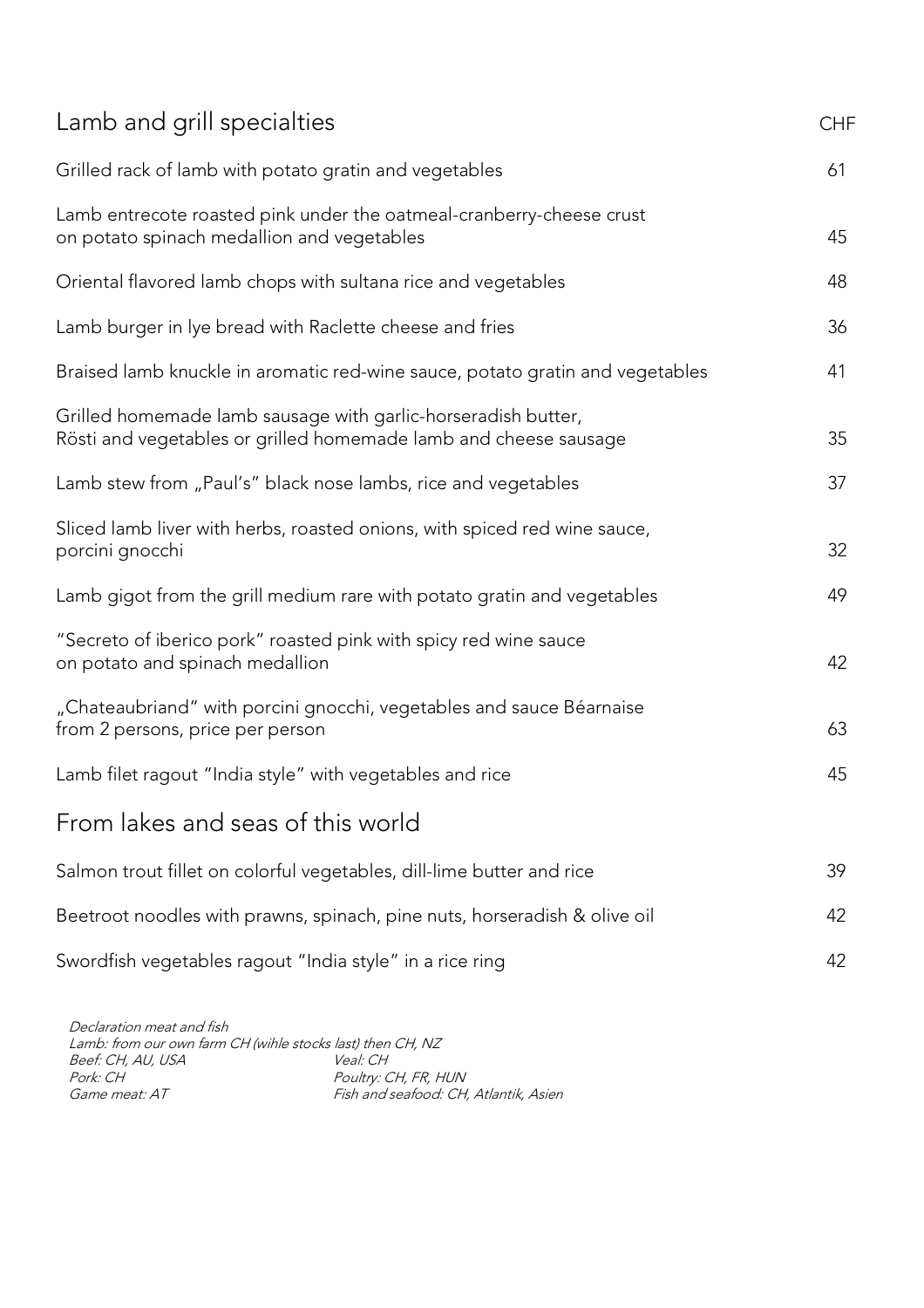## Lamb and grill specialties

| | CHF |
|---|---|
| Grilled rack of lamb with potato gratin and vegetables | 61 |
| Lamb entrecote roasted pink under the oatmeal-cranberry-cheese crust on potato spinach medallion and vegetables | 45 |
| Oriental flavored lamb chops with sultana rice and vegetables | 48 |
| Lamb burger in lye bread with Raclette cheese and fries | 36 |
| Braised lamb knuckle in aromatic red-wine sauce, potato gratin and vegetables | 41 |
| Grilled homemade lamb sausage with garlic-horseradish butter, Rösti and vegetables or grilled homemade lamb and cheese sausage | 35 |
| Lamb stew from „Paul's" black nose lambs, rice and vegetables | 37 |
| Sliced lamb liver with herbs, roasted onions, with spiced red wine sauce, porcini gnocchi | 32 |
| Lamb gigot from the grill medium rare with potato gratin and vegetables | 49 |
| "Secreto of iberico pork" roasted pink with spicy red wine sauce on potato and spinach medallion | 42 |
| „Chateaubriand" with porcini gnocchi, vegetables and sauce Béarnaise from 2 persons, price per person | 63 |
| Lamb filet ragout "India style" with vegetables and rice | 45 |

## From lakes and seas of this world

| | |
|---|---|
| Salmon trout fillet on colorful vegetables, dill-lime butter and rice | 39 |
| Beetroot noodles with prawns, spinach, pine nuts, horseradish & olive oil | 42 |
| Swordfish vegetables ragout "India style" in a rice ring | 42 |

*Declaration meat and fish*
*Lamb: from our own farm CH (wihle stocks last) then CH, NZ*
*Beef: CH, AU, USA* *Veal: CH*
*Pork: CH* *Poultry: CH, FR, HUN*
*Game meat: AT* *Fish and seafood: CH, Atlantik, Asien*